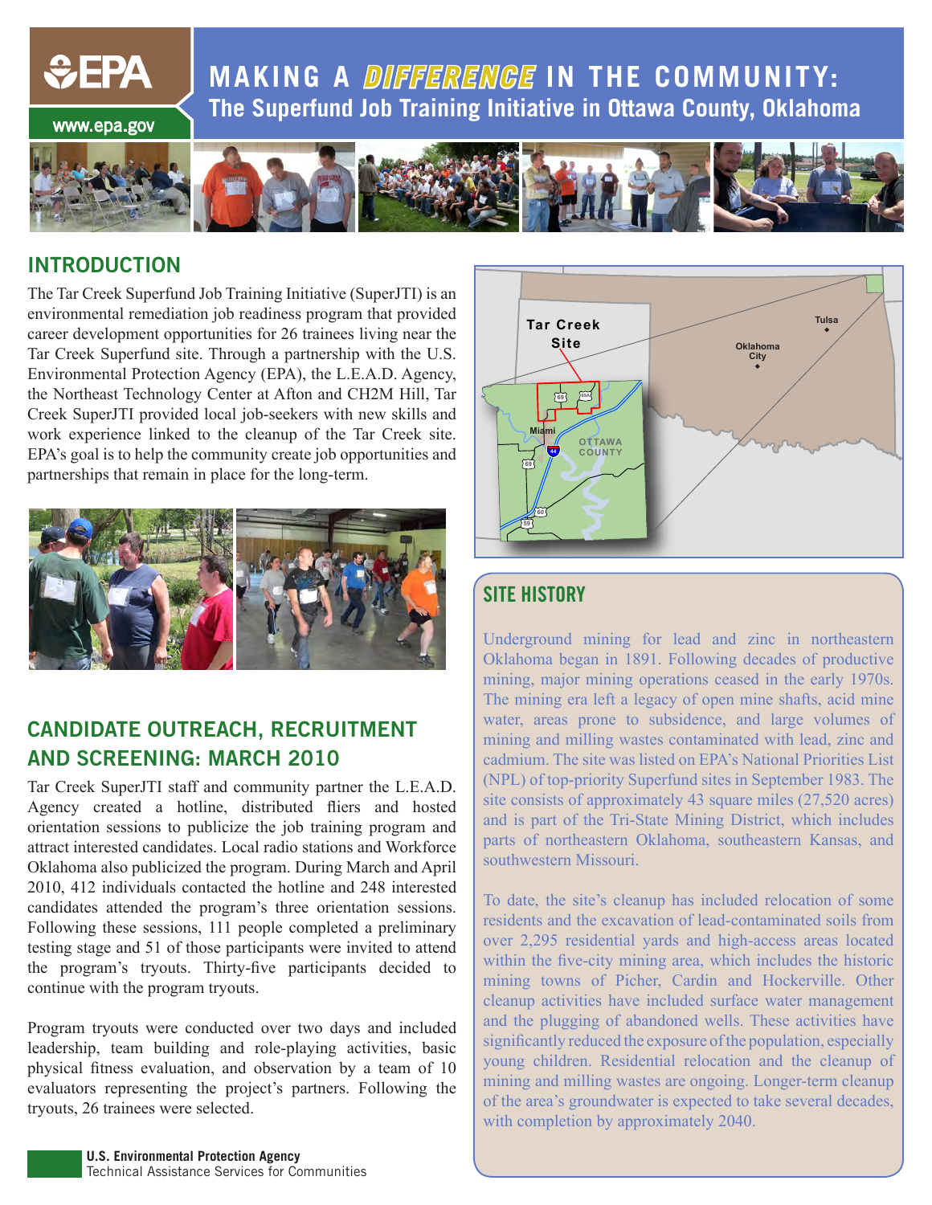# MAKING A *DIFFERENCE* IN THE COMMUNITY:

## The Superfund Job Training Initiative in Ottawa County, Oklahoma

## INTRODUCTION

The Tar Creek Superfund Job Training Initiative (SuperJTI) is an environmental remediation job readiness program that provided career development opportunities for 26 trainees living near the Tar Creek Superfund site. Through a partnership with the U.S. Environmental Protection Agency (EPA), the L.E.A.D. Agency, the Northeast Technology Center at Afton and CH2M Hill, Tar Creek SuperJTI provided local job-seekers with new skills and work experience linked to the cleanup of the Tar Creek site. EPA's goal is to help the community create job opportunities and partnerships that remain in place for the long-term.

## CANDIDATE OUTREACH, RECRUITMENT AND SCREENING: MARCH 2010

Tar Creek SuperJTI staff and community partner the L.E.A.D. Agency created a hotline, distributed fliers and hosted orientation sessions to publicize the job training program and attract interested candidates. Local radio stations and Workforce Oklahoma also publicized the program. During March and April 2010, 412 individuals contacted the hotline and 248 interested candidates attended the program's three orientation sessions. Following these sessions, 111 people completed a preliminary testing stage and 51 of those participants were invited to attend the program's tryouts. Thirty-five participants decided to continue with the program tryouts.

Program tryouts were conducted over two days and included leadership, team building and role-playing activities, basic physical fitness evaluation, and observation by a team of 10 evaluators representing the project's partners. Following the tryouts, 26 trainees were selected.

## SITE HISTORY

Underground mining for lead and zinc in northeastern Oklahoma began in 1891. Following decades of productive mining, major mining operations ceased in the early 1970s. The mining era left a legacy of open mine shafts, acid mine water, areas prone to subsidence, and large volumes of mining and milling wastes contaminated with lead, zinc and cadmium. The site was listed on EPA's National Priorities List (NPL) of top-priority Superfund sites in September 1983. The site consists of approximately 43 square miles (27,520 acres) and is part of the Tri-State Mining District, which includes parts of northeastern Oklahoma, southeastern Kansas, and southwestern Missouri.

To date, the site's cleanup has included relocation of some residents and the excavation of lead-contaminated soils from over 2,295 residential yards and high-access areas located within the five-city mining area, which includes the historic mining towns of Picher, Cardin and Hockerville. Other cleanup activities have included surface water management and the plugging of abandoned wells. These activities have significantly reduced the exposure of the population, especially young children. Residential relocation and the cleanup of mining and milling wastes are ongoing. Longer-term cleanup of the area's groundwater is expected to take several decades, with completion by approximately 2040.

**U.S. Environmental Protection Agency**
Technical Assistance Services for Communities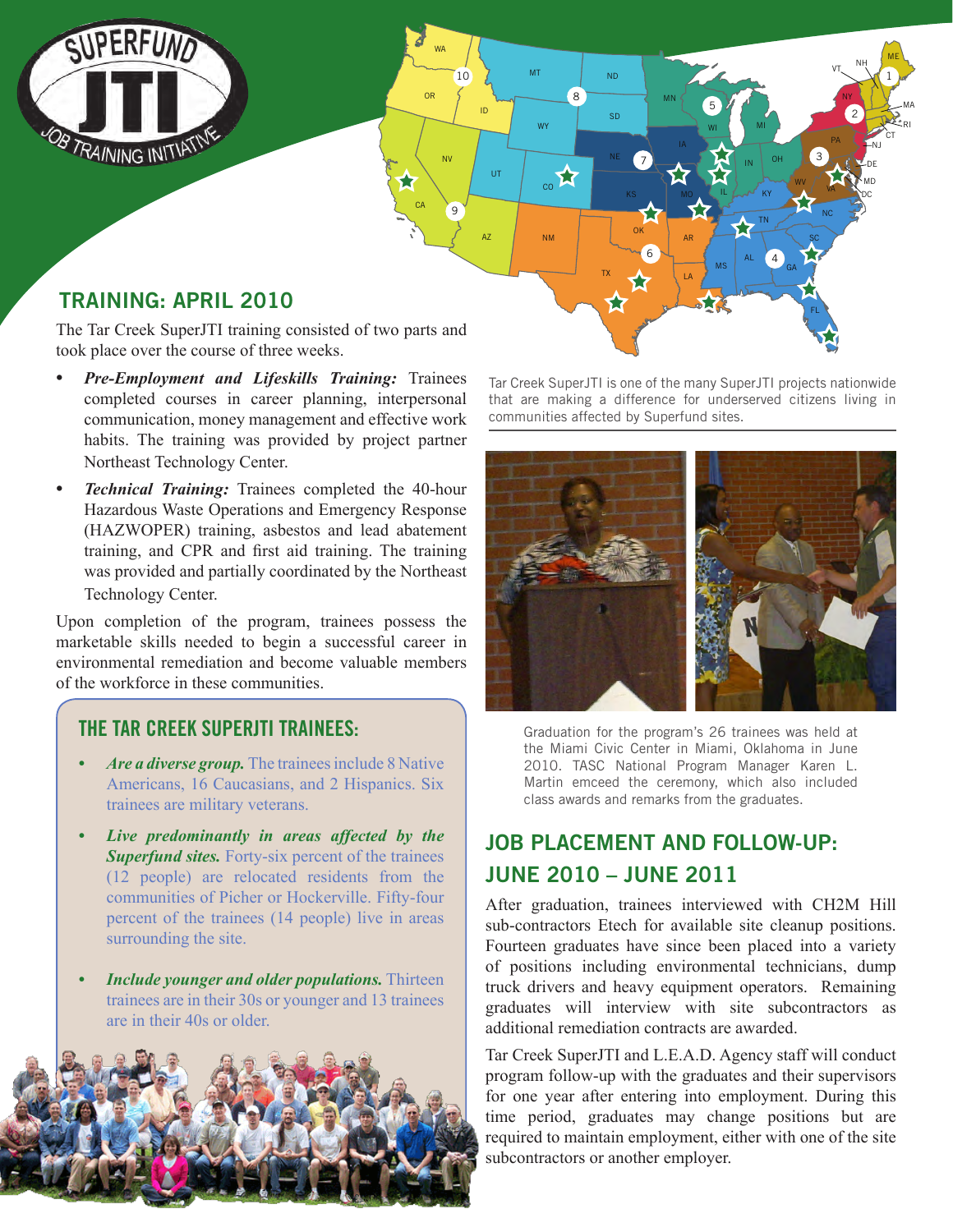## TRAINING: APRIL 2010

The Tar Creek SuperJTI training consisted of two parts and took place over the course of three weeks.

- ***Pre-Employment and Lifeskills Training:*** Trainees completed courses in career planning, interpersonal communication, money management and effective work habits. The training was provided by project partner Northeast Technology Center.
- ***Technical Training:*** Trainees completed the 40-hour Hazardous Waste Operations and Emergency Response (HAZWOPER) training, asbestos and lead abatement training, and CPR and first aid training. The training was provided and partially coordinated by the Northeast Technology Center.

Upon completion of the program, trainees possess the marketable skills needed to begin a successful career in environmental remediation and become valuable members of the workforce in these communities.

### THE TAR CREEK SUPERJTI TRAINEES:

- ***Are a diverse group.*** The trainees include 8 Native Americans, 16 Caucasians, and 2 Hispanics. Six trainees are military veterans.
- ***Live predominantly in areas affected by the Superfund sites.*** Forty-six percent of the trainees (12 people) are relocated residents from the communities of Picher or Hockerville. Fifty-four percent of the trainees (14 people) live in areas surrounding the site.
- ***Include younger and older populations.*** Thirteen trainees are in their 30s or younger and 13 trainees are in their 40s or older.

Tar Creek SuperJTI is one of the many SuperJTI projects nationwide that are making a difference for underserved citizens living in communities affected by Superfund sites.

Graduation for the program's 26 trainees was held at the Miami Civic Center in Miami, Oklahoma in June 2010. TASC National Program Manager Karen L. Martin emceed the ceremony, which also included class awards and remarks from the graduates.

## JOB PLACEMENT AND FOLLOW-UP: JUNE 2010 – JUNE 2011

After graduation, trainees interviewed with CH2M Hill sub-contractors Etech for available site cleanup positions. Fourteen graduates have since been placed into a variety of positions including environmental technicians, dump truck drivers and heavy equipment operators. Remaining graduates will interview with site subcontractors as additional remediation contracts are awarded.

Tar Creek SuperJTI and L.E.A.D. Agency staff will conduct program follow-up with the graduates and their supervisors for one year after entering into employment. During this time period, graduates may change positions but are required to maintain employment, either with one of the site subcontractors or another employer.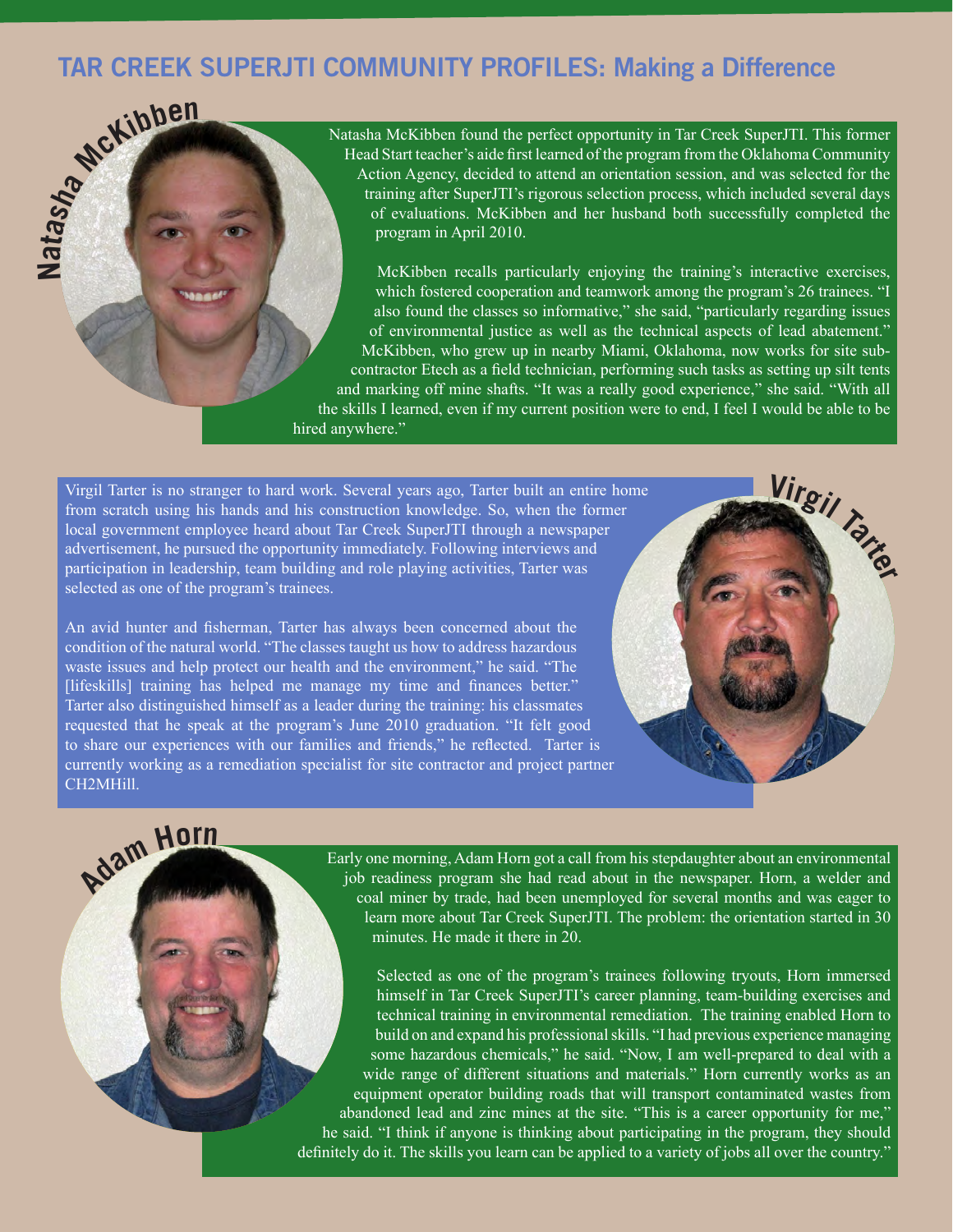# TAR CREEK SUPERJTI COMMUNITY PROFILES: Making a Difference

## Natasha McKibben

Natasha McKibben found the perfect opportunity in Tar Creek SuperJTI. This former Head Start teacher's aide first learned of the program from the Oklahoma Community Action Agency, decided to attend an orientation session, and was selected for the training after SuperJTI's rigorous selection process, which included several days of evaluations. McKibben and her husband both successfully completed the program in April 2010.

McKibben recalls particularly enjoying the training's interactive exercises, which fostered cooperation and teamwork among the program's 26 trainees. "I also found the classes so informative," she said, "particularly regarding issues of environmental justice as well as the technical aspects of lead abatement." McKibben, who grew up in nearby Miami, Oklahoma, now works for site subcontractor Etech as a field technician, performing such tasks as setting up silt tents and marking off mine shafts. "It was a really good experience," she said. "With all the skills I learned, even if my current position were to end, I feel I would be able to be hired anywhere."

## Virgil Tarter

Virgil Tarter is no stranger to hard work. Several years ago, Tarter built an entire home from scratch using his hands and his construction knowledge. So, when the former local government employee heard about Tar Creek SuperJTI through a newspaper advertisement, he pursued the opportunity immediately. Following interviews and participation in leadership, team building and role playing activities, Tarter was selected as one of the program's trainees.

An avid hunter and fisherman, Tarter has always been concerned about the condition of the natural world. "The classes taught us how to address hazardous waste issues and help protect our health and the environment," he said. "The [lifeskills] training has helped me manage my time and finances better." Tarter also distinguished himself as a leader during the training: his classmates requested that he speak at the program's June 2010 graduation. "It felt good to share our experiences with our families and friends," he reflected. Tarter is currently working as a remediation specialist for site contractor and project partner CH2MHill.

## Adam Horn

Early one morning, Adam Horn got a call from his stepdaughter about an environmental job readiness program she had read about in the newspaper. Horn, a welder and coal miner by trade, had been unemployed for several months and was eager to learn more about Tar Creek SuperJTI. The problem: the orientation started in 30 minutes. He made it there in 20.

Selected as one of the program's trainees following tryouts, Horn immersed himself in Tar Creek SuperJTI's career planning, team-building exercises and technical training in environmental remediation. The training enabled Horn to build on and expand his professional skills. "I had previous experience managing some hazardous chemicals," he said. "Now, I am well-prepared to deal with a wide range of different situations and materials." Horn currently works as an equipment operator building roads that will transport contaminated wastes from abandoned lead and zinc mines at the site. "This is a career opportunity for me," he said. "I think if anyone is thinking about participating in the program, they should definitely do it. The skills you learn can be applied to a variety of jobs all over the country."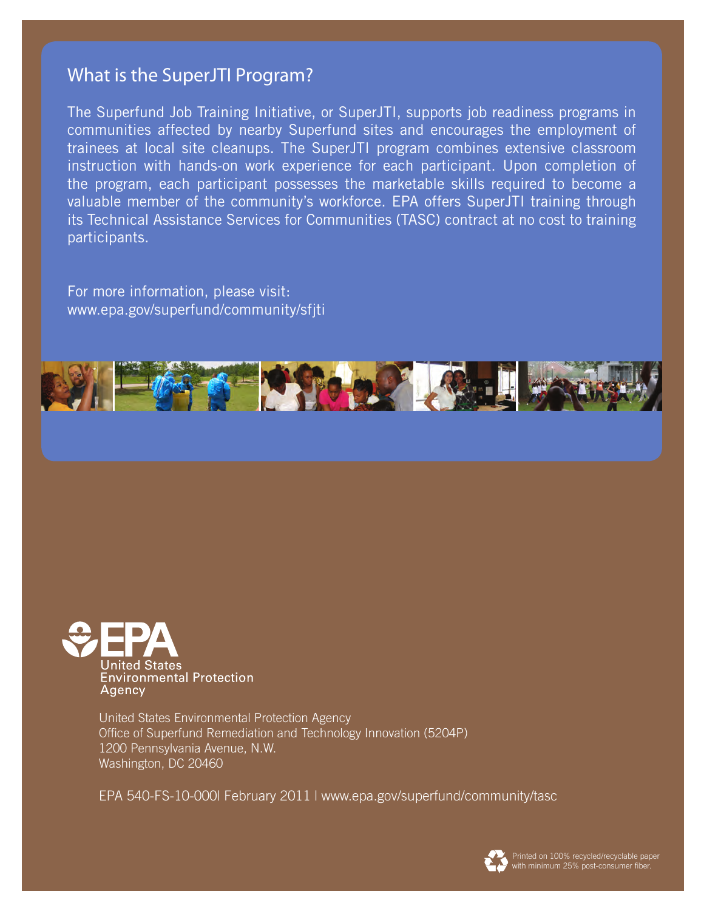## What is the SuperJTI Program?

The Superfund Job Training Initiative, or SuperJTI, supports job readiness programs in communities affected by nearby Superfund sites and encourages the employment of trainees at local site cleanups. The SuperJTI program combines extensive classroom instruction with hands-on work experience for each participant. Upon completion of the program, each participant possesses the marketable skills required to become a valuable member of the community's workforce. EPA offers SuperJTI training through its Technical Assistance Services for Communities (TASC) contract at no cost to training participants.

For more information, please visit:
www.epa.gov/superfund/community/sfjti

EPA
United States
Environmental Protection
Agency

United States Environmental Protection Agency
Office of Superfund Remediation and Technology Innovation (5204P)
1200 Pennsylvania Avenue, N.W.
Washington, DC 20460

EPA 540-FS-10-000l February 2011 | www.epa.gov/superfund/community/tasc

Printed on 100% recycled/recyclable paper with minimum 25% post-consumer fiber.